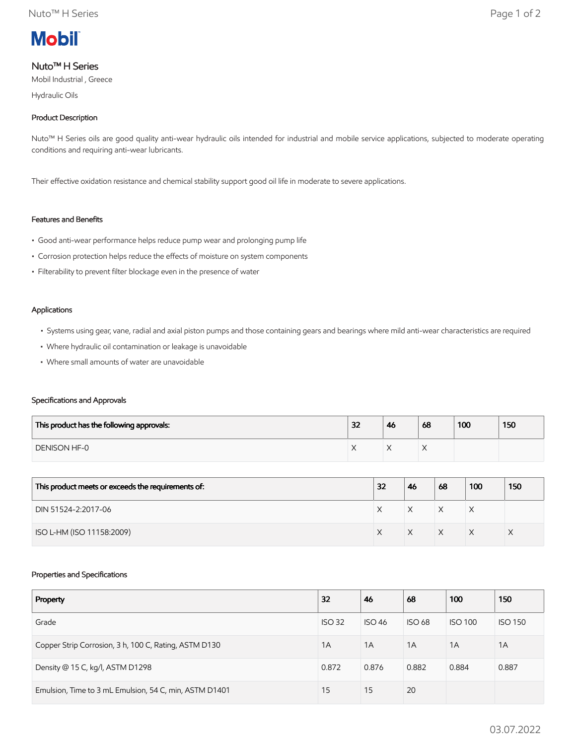Mobil

# Nuto™ H Series

Mobil Industrial , Greece

Hydraulic Oils

## Product Description

Nuto™ H Series oils are good quality anti-wear hydraulic oils intended for industrial and mobile service applications, subjected to moderate operating conditions and requiring anti-wear lubricants.

Their effective oxidation resistance and chemical stability support good oil life in moderate to severe applications.

## Features and Benefits

- Good anti-wear performance helps reduce pump wear and prolonging pump life
- Corrosion protection helps reduce the effects of moisture on system components
- Filterability to prevent filter blockage even in the presence of water

## Applications

- Systems using gear, vane, radial and axial piston pumps and those containing gears and bearings where mild anti-wear characteristics are required
- Where hydraulic oil contamination or leakage is unavoidable
- Where small amounts of water are unavoidable

## Specifications and Approvals

| This product has the following approvals: | 32 | 46 | 68 | 100 | 150 |
|---|---|---|---|---|---|
| DENISON HF-0 | X | X | X | | |

| This product meets or exceeds the requirements of: | 32 | 46 | 68 | 100 | 150 |
|---|---|---|---|---|---|
| DIN 51524-2:2017-06 | X | X | X | X | |
| ISO L-HM (ISO 11158:2009) | X | X | X | X | X |

## Properties and Specifications

| Property | 32 | 46 | 68 | 100 | 150 |
|---|---|---|---|---|---|
| Grade | ISO 32 | ISO 46 | ISO 68 | ISO 100 | ISO 150 |
| Copper Strip Corrosion, 3 h, 100 C, Rating, ASTM D130 | 1A | 1A | 1A | 1A | 1A |
| Density @ 15 C, kg/l, ASTM D1298 | 0.872 | 0.876 | 0.882 | 0.884 | 0.887 |
| Emulsion, Time to 3 mL Emulsion, 54 C, min, ASTM D1401 | 15 | 15 | 20 | | |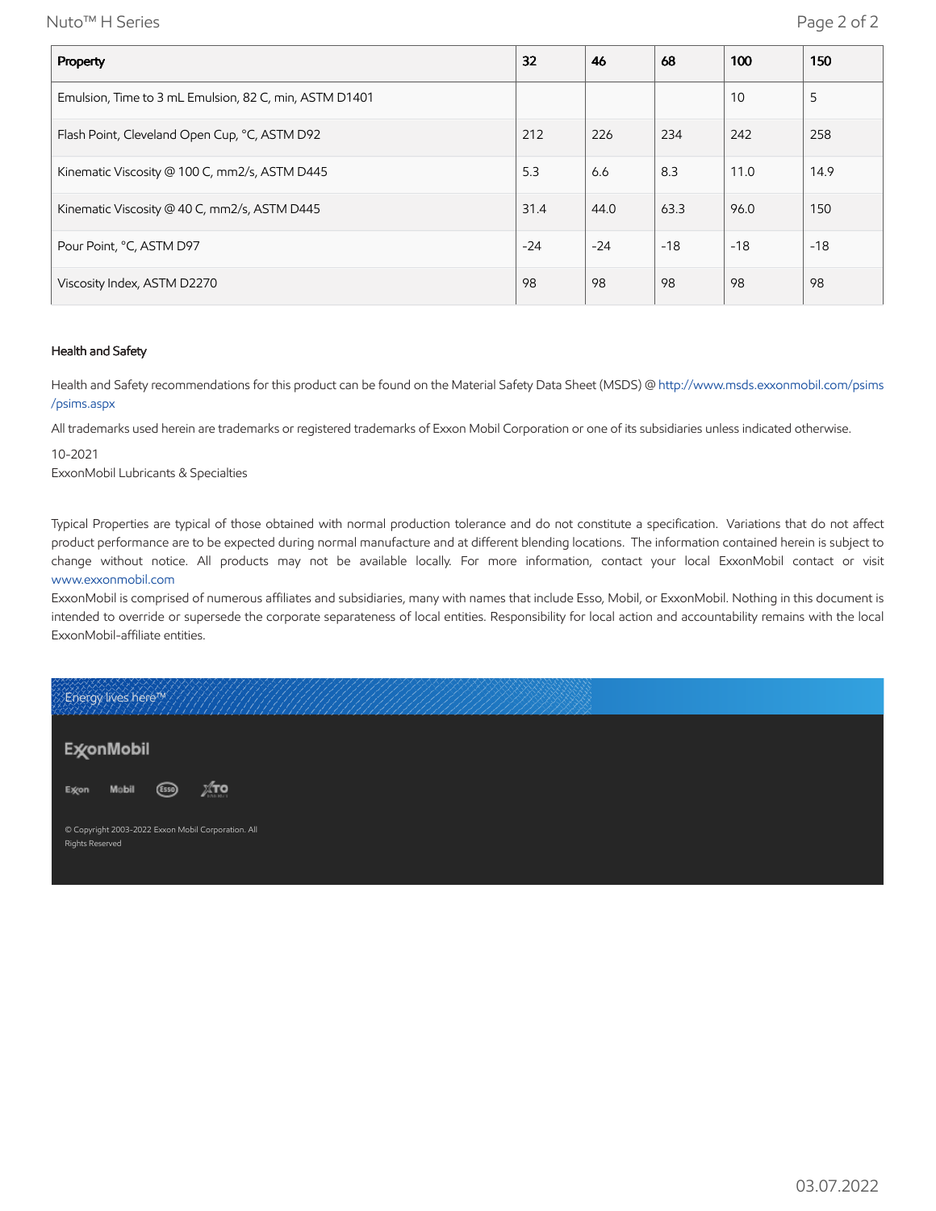| Property | 32 | 46 | 68 | 100 | 150 |
| --- | --- | --- | --- | --- | --- |
| Emulsion, Time to 3 mL Emulsion, 82 C, min, ASTM D1401 | | | | 10 | 5 |
| Flash Point, Cleveland Open Cup, °C, ASTM D92 | 212 | 226 | 234 | 242 | 258 |
| Kinematic Viscosity @ 100 C, mm2/s, ASTM D445 | 5.3 | 6.6 | 8.3 | 11.0 | 14.9 |
| Kinematic Viscosity @ 40 C, mm2/s, ASTM D445 | 31.4 | 44.0 | 63.3 | 96.0 | 150 |
| Pour Point, °C, ASTM D97 | -24 | -24 | -18 | -18 | -18 |
| Viscosity Index, ASTM D2270 | 98 | 98 | 98 | 98 | 98 |

### Health and Safety

Health and Safety recommendations for this product can be found on the Material Safety Data Sheet (MSDS) @ http://www.msds.exxonmobil.com/psims/psims.aspx

All trademarks used herein are trademarks or registered trademarks of Exxon Mobil Corporation or one of its subsidiaries unless indicated otherwise.

10-2021
ExxonMobil Lubricants & Specialties

Typical Properties are typical of those obtained with normal production tolerance and do not constitute a specification. Variations that do not affect product performance are to be expected during normal manufacture and at different blending locations. The information contained herein is subject to change without notice. All products may not be available locally. For more information, contact your local ExxonMobil contact or visit www.exxonmobil.com

ExxonMobil is comprised of numerous affiliates and subsidiaries, many with names that include Esso, Mobil, or ExxonMobil. Nothing in this document is intended to override or supersede the corporate separateness of local entities. Responsibility for local action and accountability remains with the local ExxonMobil-affiliate entities.

Energy lives here™

ExxonMobil

© Copyright 2003-2022 Exxon Mobil Corporation. All Rights Reserved